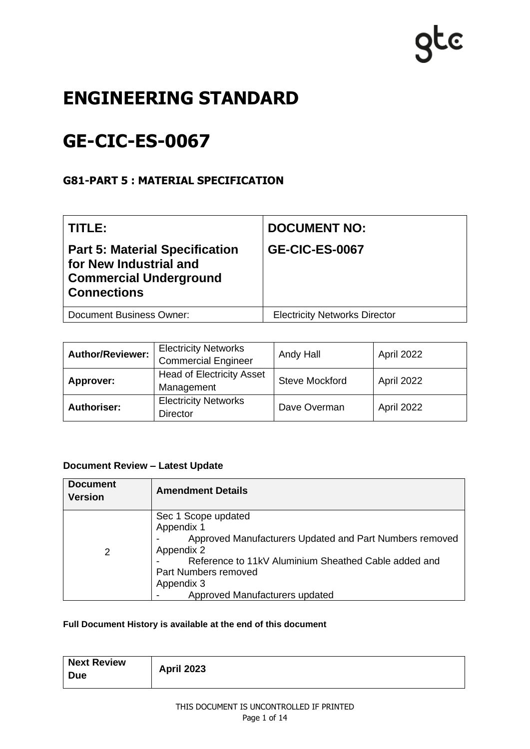# ENGINEERING STANDARD

# GE-CIC-ES-0067

### G81-PART 5 : MATERIAL SPECIFICATION

| **TITLE:** **Part 5: Material Specification for New Industrial and Commercial Underground Connections** | **DOCUMENT NO:** **GE-CIC-ES-0067** |
|---|---|
| Document Business Owner: | Electricity Networks Director |

| | | | |
|---|---|---|---|
| **Author/Reviewer:** | Electricity Networks Commercial Engineer | Andy Hall | April 2022 |
| **Approver:** | Head of Electricity Asset Management | Steve Mockford | April 2022 |
| **Authoriser:** | Electricity Networks Director | Dave Overman | April 2022 |

**Document Review – Latest Update**

| **Document Version** | **Amendment Details** |
|---|---|
| 2 | Sec 1 Scope updated<br>Appendix 1<br>- Approved Manufacturers Updated and Part Numbers removed<br>Appendix 2<br>- Reference to 11kV Aluminium Sheathed Cable added and Part Numbers removed<br>Appendix 3<br>- Approved Manufacturers updated |

**Full Document History is available at the end of this document**

| **Next Review Due** | **April 2023** |
|---|---|

THIS DOCUMENT IS UNCONTROLLED IF PRINTED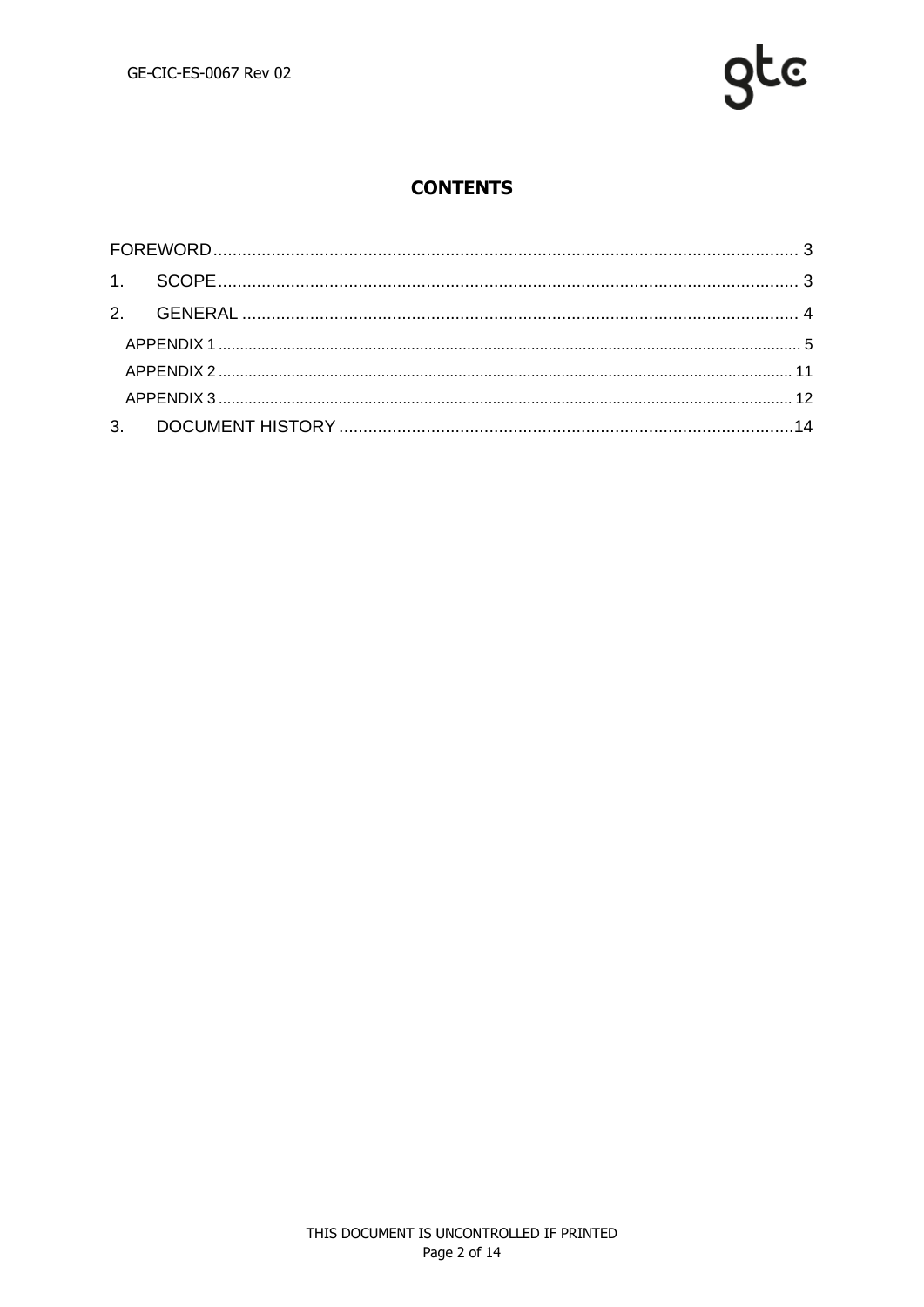# CONTENTS

FOREWORD .......... 3

1. SCOPE .......... 3

2. GENERAL .......... 4

  APPENDIX 1 .......... 5

  APPENDIX 2 .......... 11

  APPENDIX 3 .......... 12

3. DOCUMENT HISTORY .......... 14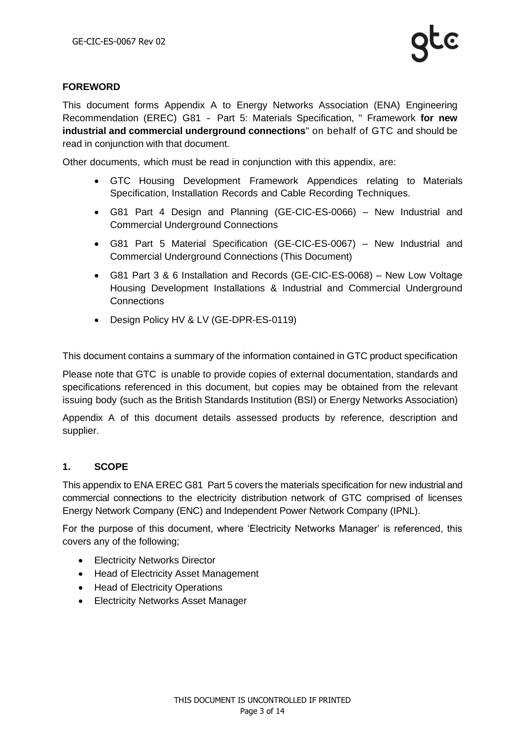## FOREWORD

This document forms Appendix A to Energy Networks Association (ENA) Engineering Recommendation (EREC) G81 - Part 5: Materials Specification, " Framework **for new industrial and commercial underground connections**" on behalf of GTC and should be read in conjunction with that document.

Other documents, which must be read in conjunction with this appendix, are:

- GTC Housing Development Framework Appendices relating to Materials Specification, Installation Records and Cable Recording Techniques.
- G81 Part 4 Design and Planning (GE-CIC-ES-0066) – New Industrial and Commercial Underground Connections
- G81 Part 5 Material Specification (GE-CIC-ES-0067) – New Industrial and Commercial Underground Connections (This Document)
- G81 Part 3 & 6 Installation and Records (GE-CIC-ES-0068) – New Low Voltage Housing Development Installations & Industrial and Commercial Underground Connections
- Design Policy HV & LV (GE-DPR-ES-0119)

This document contains a summary of the information contained in GTC product specification

Please note that GTC is unable to provide copies of external documentation, standards and specifications referenced in this document, but copies may be obtained from the relevant issuing body (such as the British Standards Institution (BSI) or Energy Networks Association)

Appendix A of this document details assessed products by reference, description and supplier.

## 1. SCOPE

This appendix to ENA EREC G81 Part 5 covers the materials specification for new industrial and commercial connections to the electricity distribution network of GTC comprised of licenses Energy Network Company (ENC) and Independent Power Network Company (IPNL).

For the purpose of this document, where 'Electricity Networks Manager' is referenced, this covers any of the following;

- Electricity Networks Director
- Head of Electricity Asset Management
- Head of Electricity Operations
- Electricity Networks Asset Manager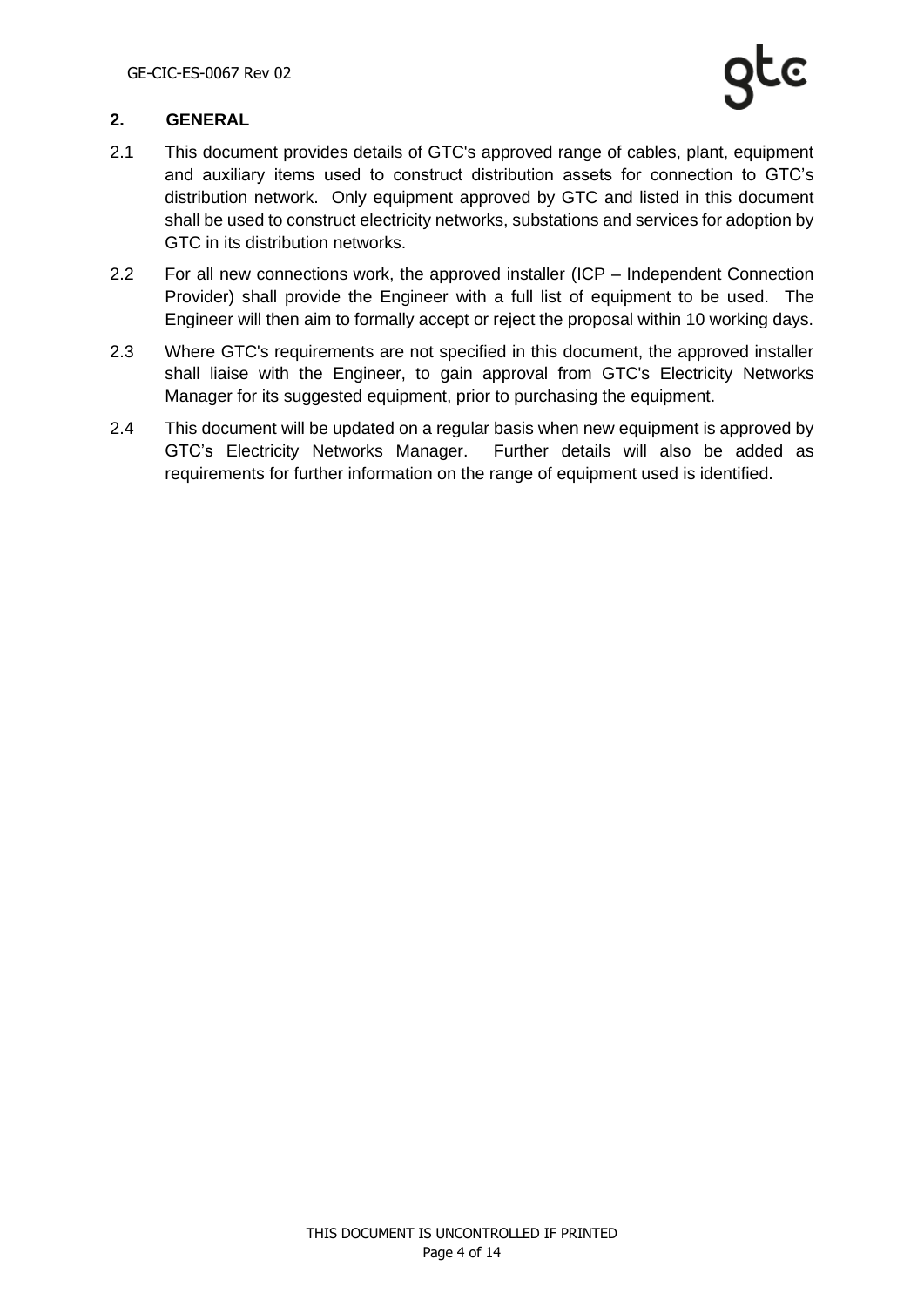## 2. GENERAL

2.1 This document provides details of GTC's approved range of cables, plant, equipment and auxiliary items used to construct distribution assets for connection to GTC's distribution network. Only equipment approved by GTC and listed in this document shall be used to construct electricity networks, substations and services for adoption by GTC in its distribution networks.

2.2 For all new connections work, the approved installer (ICP – Independent Connection Provider) shall provide the Engineer with a full list of equipment to be used. The Engineer will then aim to formally accept or reject the proposal within 10 working days.

2.3 Where GTC's requirements are not specified in this document, the approved installer shall liaise with the Engineer, to gain approval from GTC's Electricity Networks Manager for its suggested equipment, prior to purchasing the equipment.

2.4 This document will be updated on a regular basis when new equipment is approved by GTC's Electricity Networks Manager. Further details will also be added as requirements for further information on the range of equipment used is identified.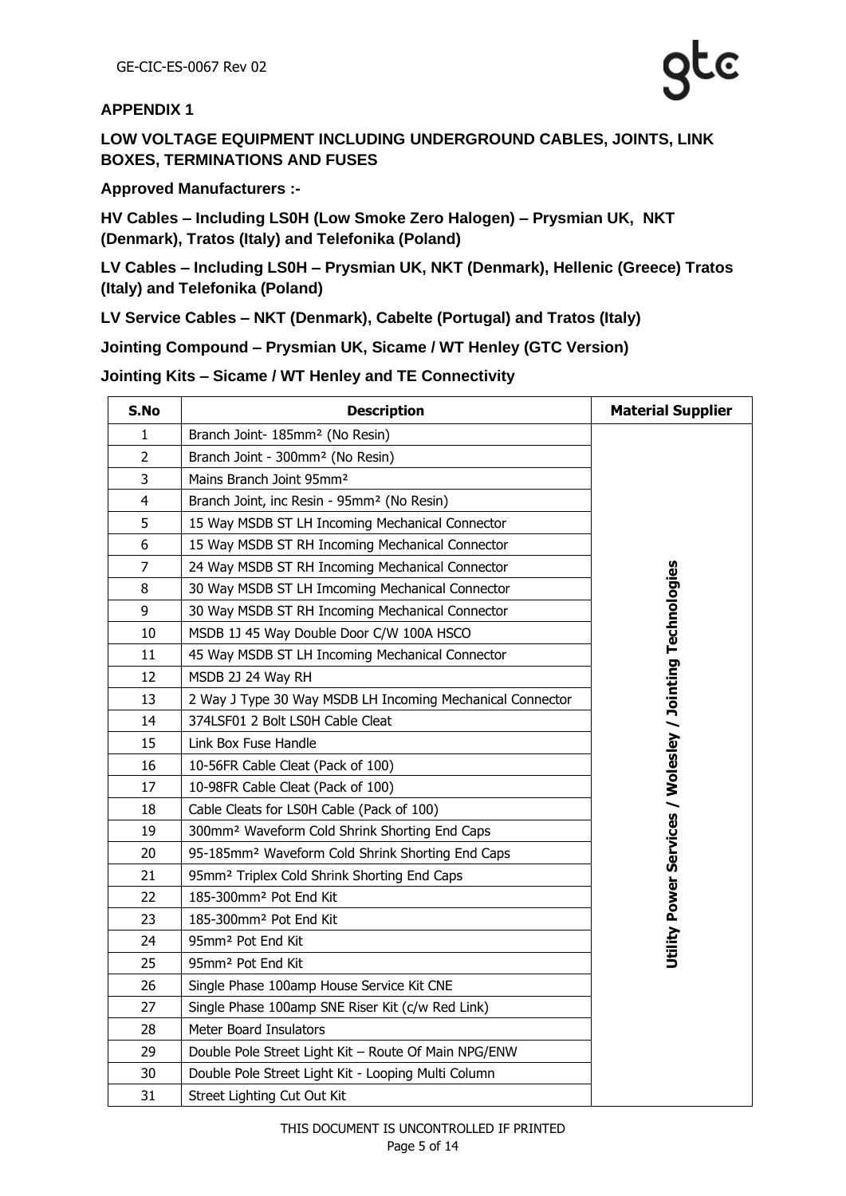## APPENDIX 1

### LOW VOLTAGE EQUIPMENT INCLUDING UNDERGROUND CABLES, JOINTS, LINK BOXES, TERMINATIONS AND FUSES

**Approved Manufacturers :-**

**HV Cables – Including LS0H (Low Smoke Zero Halogen) – Prysmian UK, NKT (Denmark), Tratos (Italy) and Telefonika (Poland)**

**LV Cables – Including LS0H – Prysmian UK, NKT (Denmark), Hellenic (Greece) Tratos (Italy) and Telefonika (Poland)**

**LV Service Cables – NKT (Denmark), Cabelte (Portugal) and Tratos (Italy)**

**Jointing Compound – Prysmian UK, Sicame / WT Henley (GTC Version)**

**Jointing Kits – Sicame / WT Henley and TE Connectivity**

| S.No | Description | Material Supplier |
|---|---|---|
| 1 | Branch Joint- 185mm² (No Resin) | Utility Power Services / Wolesley / Jointing Technologies |
| 2 | Branch Joint - 300mm² (No Resin) | |
| 3 | Mains Branch Joint 95mm² | |
| 4 | Branch Joint, inc Resin - 95mm² (No Resin) | |
| 5 | 15 Way MSDB ST LH Incoming Mechanical Connector | |
| 6 | 15 Way MSDB ST RH Incoming Mechanical Connector | |
| 7 | 24 Way MSDB ST RH Incoming Mechanical Connector | |
| 8 | 30 Way MSDB ST LH Imcoming Mechanical Connector | |
| 9 | 30 Way MSDB ST RH Incoming Mechanical Connector | |
| 10 | MSDB 1J 45 Way Double Door C/W 100A HSCO | |
| 11 | 45 Way MSDB ST LH Incoming Mechanical Connector | |
| 12 | MSDB 2J 24 Way RH | |
| 13 | 2 Way J Type 30 Way MSDB LH Incoming Mechanical Connector | |
| 14 | 374LSF01 2 Bolt LS0H Cable Cleat | |
| 15 | Link Box Fuse Handle | |
| 16 | 10-56FR Cable Cleat (Pack of 100) | |
| 17 | 10-98FR Cable Cleat (Pack of 100) | |
| 18 | Cable Cleats for LS0H Cable (Pack of 100) | |
| 19 | 300mm² Waveform Cold Shrink Shorting End Caps | |
| 20 | 95-185mm² Waveform Cold Shrink Shorting End Caps | |
| 21 | 95mm² Triplex Cold Shrink Shorting End Caps | |
| 22 | 185-300mm² Pot End Kit | |
| 23 | 185-300mm² Pot End Kit | |
| 24 | 95mm² Pot End Kit | |
| 25 | 95mm² Pot End Kit | |
| 26 | Single Phase 100amp House Service Kit CNE | |
| 27 | Single Phase 100amp SNE Riser Kit (c/w Red Link) | |
| 28 | Meter Board Insulators | |
| 29 | Double Pole Street Light Kit – Route Of Main NPG/ENW | |
| 30 | Double Pole Street Light Kit - Looping Multi Column | |
| 31 | Street Lighting Cut Out Kit | |

THIS DOCUMENT IS UNCONTROLLED IF PRINTED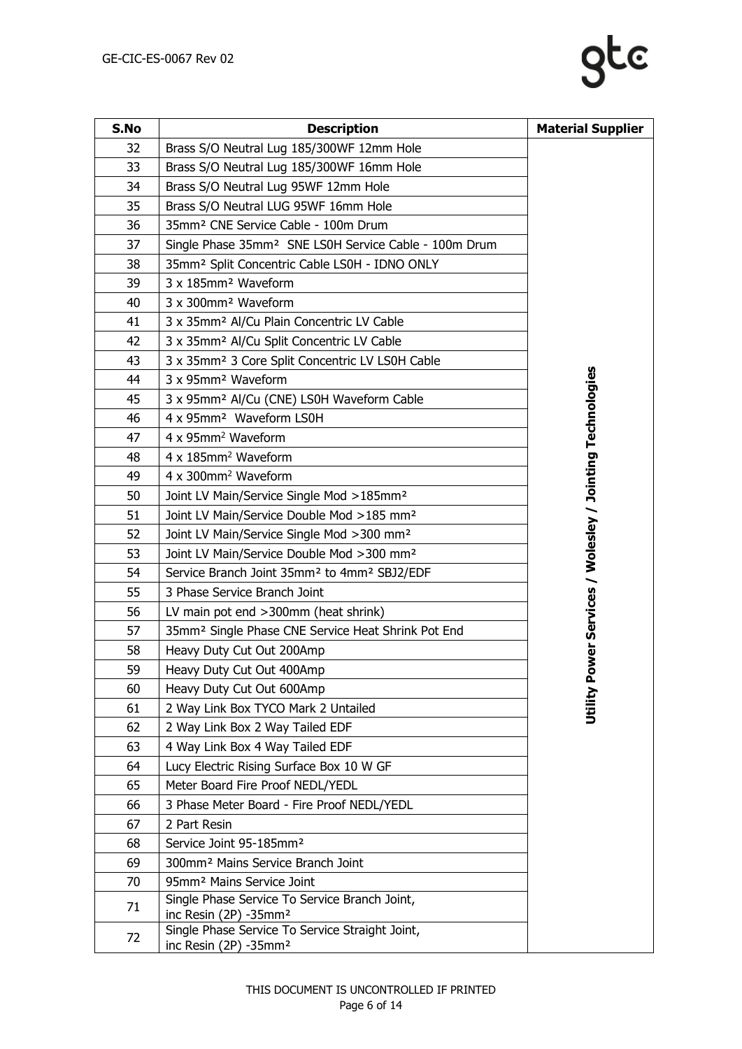| S.No | Description | Material Supplier |
|---|---|---|
| 32 | Brass S/O Neutral Lug 185/300WF 12mm Hole | **Utility Power Services / Wolesley / Jointing Technologies** |
| 33 | Brass S/O Neutral Lug 185/300WF 16mm Hole | |
| 34 | Brass S/O Neutral Lug 95WF 12mm Hole | |
| 35 | Brass S/O Neutral LUG 95WF 16mm Hole | |
| 36 | $35mm^2$ CNE Service Cable - 100m Drum | |
| 37 | Single Phase $35mm^2$ SNE LS0H Service Cable - 100m Drum | |
| 38 | $35mm^2$ Split Concentric Cable LS0H - IDNO ONLY | |
| 39 | 3 x $185mm^2$ Waveform | |
| 40 | 3 x $300mm^2$ Waveform | |
| 41 | 3 x $35mm^2$ Al/Cu Plain Concentric LV Cable | |
| 42 | 3 x $35mm^2$ Al/Cu Split Concentric LV Cable | |
| 43 | 3 x $35mm^2$ 3 Core Split Concentric LV LS0H Cable | |
| 44 | 3 x $95mm^2$ Waveform | |
| 45 | 3 x $95mm^2$ Al/Cu (CNE) LS0H Waveform Cable | |
| 46 | 4 x $95mm^2$ Waveform LS0H | |
| 47 | 4 x $95mm^2$ Waveform | |
| 48 | 4 x $185mm^2$ Waveform | |
| 49 | 4 x $300mm^2$ Waveform | |
| 50 | Joint LV Main/Service Single Mod >$185mm^2$ | |
| 51 | Joint LV Main/Service Double Mod >185 $mm^2$ | |
| 52 | Joint LV Main/Service Single Mod >300 $mm^2$ | |
| 53 | Joint LV Main/Service Double Mod >300 $mm^2$ | |
| 54 | Service Branch Joint $35mm^2$ to $4mm^2$ SBJ2/EDF | |
| 55 | 3 Phase Service Branch Joint | |
| 56 | LV main pot end >300mm (heat shrink) | |
| 57 | $35mm^2$ Single Phase CNE Service Heat Shrink Pot End | |
| 58 | Heavy Duty Cut Out 200Amp | |
| 59 | Heavy Duty Cut Out 400Amp | |
| 60 | Heavy Duty Cut Out 600Amp | |
| 61 | 2 Way Link Box TYCO Mark 2 Untailed | |
| 62 | 2 Way Link Box 2 Way Tailed EDF | |
| 63 | 4 Way Link Box 4 Way Tailed EDF | |
| 64 | Lucy Electric Rising Surface Box 10 W GF | |
| 65 | Meter Board Fire Proof NEDL/YEDL | |
| 66 | 3 Phase Meter Board - Fire Proof NEDL/YEDL | |
| 67 | 2 Part Resin | |
| 68 | Service Joint 95-$185mm^2$ | |
| 69 | $300mm^2$ Mains Service Branch Joint | |
| 70 | $95mm^2$ Mains Service Joint | |
| 71 | Single Phase Service To Service Branch Joint, inc Resin (2P) -$35mm^2$ | |
| 72 | Single Phase Service To Service Straight Joint, inc Resin (2P) -$35mm^2$ | |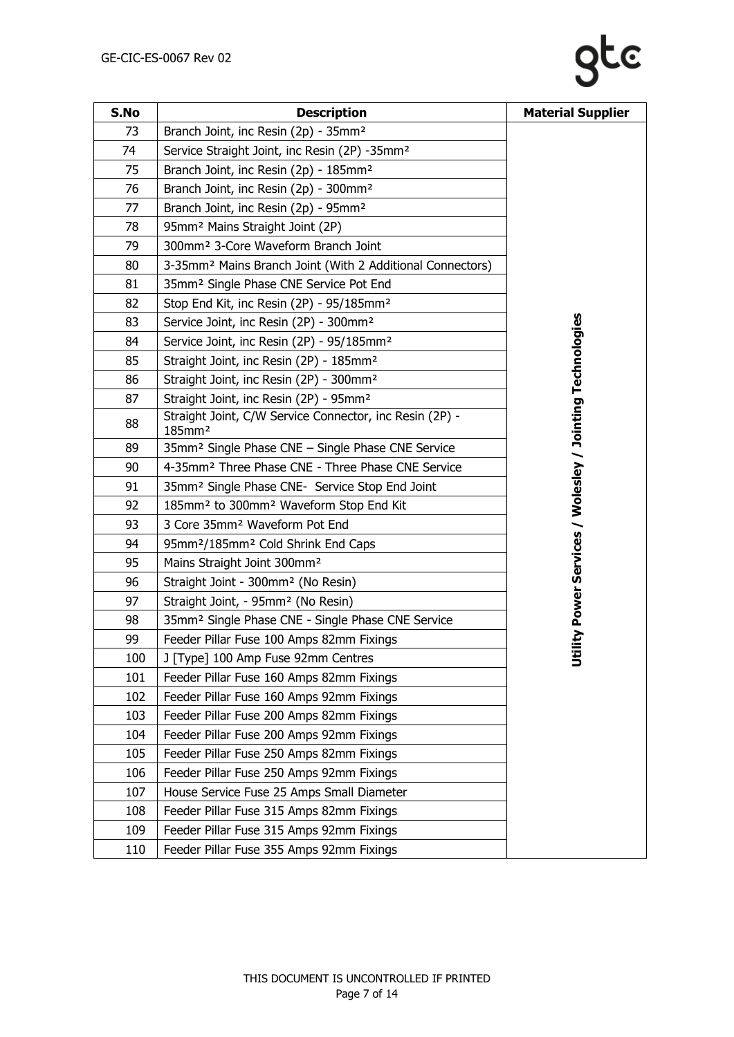| S.No | Description | Material Supplier |
|---|---|---|
| 73 | Branch Joint, inc Resin (2p) - 35mm² | Utility Power Services / Wolesley / Jointing Technologies |
| 74 | Service Straight Joint, inc Resin (2P) -35mm² | |
| 75 | Branch Joint, inc Resin (2p) - 185mm² | |
| 76 | Branch Joint, inc Resin (2p) - 300mm² | |
| 77 | Branch Joint, inc Resin (2p) - 95mm² | |
| 78 | 95mm² Mains Straight Joint (2P) | |
| 79 | 300mm² 3-Core Waveform Branch Joint | |
| 80 | 3-35mm² Mains Branch Joint (With 2 Additional Connectors) | |
| 81 | 35mm² Single Phase CNE Service Pot End | |
| 82 | Stop End Kit, inc Resin (2P) - 95/185mm² | |
| 83 | Service Joint, inc Resin (2P) - 300mm² | |
| 84 | Service Joint, inc Resin (2P) - 95/185mm² | |
| 85 | Straight Joint, inc Resin (2P) - 185mm² | |
| 86 | Straight Joint, inc Resin (2P) - 300mm² | |
| 87 | Straight Joint, inc Resin (2P) - 95mm² | |
| 88 | Straight Joint, C/W Service Connector, inc Resin (2P) - 185mm² | |
| 89 | 35mm² Single Phase CNE – Single Phase CNE Service | |
| 90 | 4-35mm² Three Phase CNE - Three Phase CNE Service | |
| 91 | 35mm² Single Phase CNE- Service Stop End Joint | |
| 92 | 185mm² to 300mm² Waveform Stop End Kit | |
| 93 | 3 Core 35mm² Waveform Pot End | |
| 94 | 95mm²/185mm² Cold Shrink End Caps | |
| 95 | Mains Straight Joint 300mm² | |
| 96 | Straight Joint - 300mm² (No Resin) | |
| 97 | Straight Joint, - 95mm² (No Resin) | |
| 98 | 35mm² Single Phase CNE - Single Phase CNE Service | |
| 99 | Feeder Pillar Fuse 100 Amps 82mm Fixings | |
| 100 | J [Type] 100 Amp Fuse 92mm Centres | |
| 101 | Feeder Pillar Fuse 160 Amps 82mm Fixings | |
| 102 | Feeder Pillar Fuse 160 Amps 92mm Fixings | |
| 103 | Feeder Pillar Fuse 200 Amps 82mm Fixings | |
| 104 | Feeder Pillar Fuse 200 Amps 92mm Fixings | |
| 105 | Feeder Pillar Fuse 250 Amps 82mm Fixings | |
| 106 | Feeder Pillar Fuse 250 Amps 92mm Fixings | |
| 107 | House Service Fuse 25 Amps Small Diameter | |
| 108 | Feeder Pillar Fuse 315 Amps 82mm Fixings | |
| 109 | Feeder Pillar Fuse 315 Amps 92mm Fixings | |
| 110 | Feeder Pillar Fuse 355 Amps 92mm Fixings | |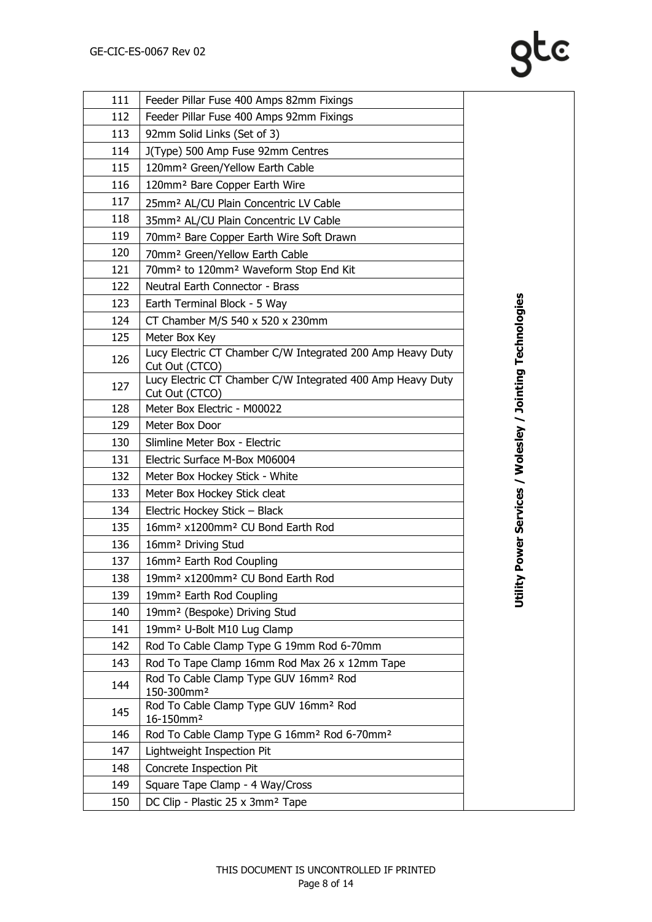| | | |
|---|---|---|
| 111 | Feeder Pillar Fuse 400 Amps 82mm Fixings | **Utility Power Services / Wolesley / Jointing Technologies** |
| 112 | Feeder Pillar Fuse 400 Amps 92mm Fixings | |
| 113 | 92mm Solid Links (Set of 3) | |
| 114 | J(Type) 500 Amp Fuse 92mm Centres | |
| 115 | 120mm² Green/Yellow Earth Cable | |
| 116 | 120mm² Bare Copper Earth Wire | |
| 117 | 25mm² AL/CU Plain Concentric LV Cable | |
| 118 | 35mm² AL/CU Plain Concentric LV Cable | |
| 119 | 70mm² Bare Copper Earth Wire Soft Drawn | |
| 120 | 70mm² Green/Yellow Earth Cable | |
| 121 | 70mm² to 120mm² Waveform Stop End Kit | |
| 122 | Neutral Earth Connector - Brass | |
| 123 | Earth Terminal Block - 5 Way | |
| 124 | CT Chamber M/S 540 x 520 x 230mm | |
| 125 | Meter Box Key | |
| 126 | Lucy Electric CT Chamber C/W Integrated 200 Amp Heavy Duty Cut Out (CTCO) | |
| 127 | Lucy Electric CT Chamber C/W Integrated 400 Amp Heavy Duty Cut Out (CTCO) | |
| 128 | Meter Box Electric - M00022 | |
| 129 | Meter Box Door | |
| 130 | Slimline Meter Box - Electric | |
| 131 | Electric Surface M-Box M06004 | |
| 132 | Meter Box Hockey Stick - White | |
| 133 | Meter Box Hockey Stick cleat | |
| 134 | Electric Hockey Stick – Black | |
| 135 | 16mm² x1200mm² CU Bond Earth Rod | |
| 136 | 16mm² Driving Stud | |
| 137 | 16mm² Earth Rod Coupling | |
| 138 | 19mm² x1200mm² CU Bond Earth Rod | |
| 139 | 19mm² Earth Rod Coupling | |
| 140 | 19mm² (Bespoke) Driving Stud | |
| 141 | 19mm² U-Bolt M10 Lug Clamp | |
| 142 | Rod To Cable Clamp Type G 19mm Rod 6-70mm | |
| 143 | Rod To Tape Clamp 16mm Rod Max 26 x 12mm Tape | |
| 144 | Rod To Cable Clamp Type GUV 16mm² Rod 150-300mm² | |
| 145 | Rod To Cable Clamp Type GUV 16mm² Rod 16-150mm² | |
| 146 | Rod To Cable Clamp Type G 16mm² Rod 6-70mm² | |
| 147 | Lightweight Inspection Pit | |
| 148 | Concrete Inspection Pit | |
| 149 | Square Tape Clamp - 4 Way/Cross | |
| 150 | DC Clip - Plastic 25 x 3mm² Tape | |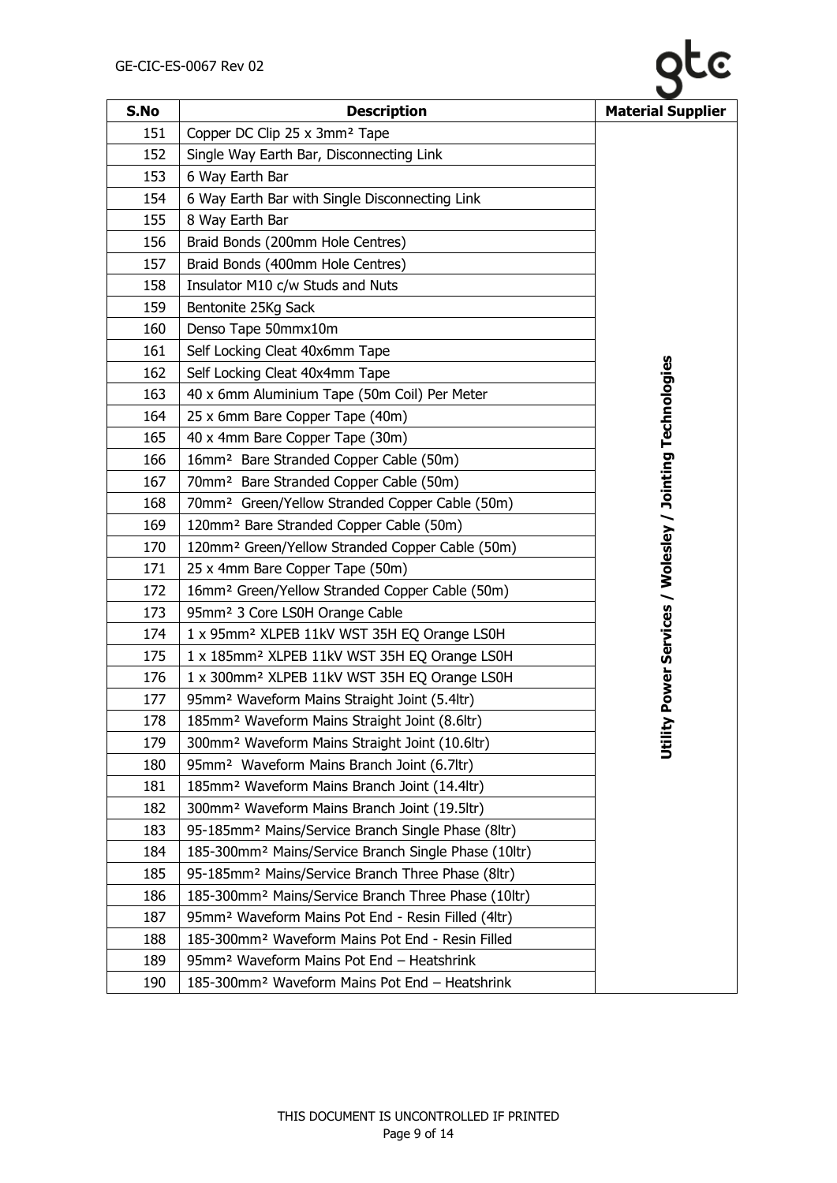| S.No | Description | Material Supplier |
|---|---|---|
| 151 | Copper DC Clip 25 x 3mm² Tape | Utility Power Services / Wolesley / Jointing Technologies |
| 152 | Single Way Earth Bar, Disconnecting Link | |
| 153 | 6 Way Earth Bar | |
| 154 | 6 Way Earth Bar with Single Disconnecting Link | |
| 155 | 8 Way Earth Bar | |
| 156 | Braid Bonds (200mm Hole Centres) | |
| 157 | Braid Bonds (400mm Hole Centres) | |
| 158 | Insulator M10 c/w Studs and Nuts | |
| 159 | Bentonite 25Kg Sack | |
| 160 | Denso Tape 50mmx10m | |
| 161 | Self Locking Cleat 40x6mm Tape | |
| 162 | Self Locking Cleat 40x4mm Tape | |
| 163 | 40 x 6mm Aluminium Tape (50m Coil) Per Meter | |
| 164 | 25 x 6mm Bare Copper Tape (40m) | |
| 165 | 40 x 4mm Bare Copper Tape (30m) | |
| 166 | 16mm² Bare Stranded Copper Cable (50m) | |
| 167 | 70mm² Bare Stranded Copper Cable (50m) | |
| 168 | 70mm² Green/Yellow Stranded Copper Cable (50m) | |
| 169 | 120mm² Bare Stranded Copper Cable (50m) | |
| 170 | 120mm² Green/Yellow Stranded Copper Cable (50m) | |
| 171 | 25 x 4mm Bare Copper Tape (50m) | |
| 172 | 16mm² Green/Yellow Stranded Copper Cable (50m) | |
| 173 | 95mm² 3 Core LS0H Orange Cable | |
| 174 | 1 x 95mm² XLPEB 11kV WST 35H EQ Orange LS0H | |
| 175 | 1 x 185mm² XLPEB 11kV WST 35H EQ Orange LS0H | |
| 176 | 1 x 300mm² XLPEB 11kV WST 35H EQ Orange LS0H | |
| 177 | 95mm² Waveform Mains Straight Joint (5.4ltr) | |
| 178 | 185mm² Waveform Mains Straight Joint (8.6ltr) | |
| 179 | 300mm² Waveform Mains Straight Joint (10.6ltr) | |
| 180 | 95mm² Waveform Mains Branch Joint (6.7ltr) | |
| 181 | 185mm² Waveform Mains Branch Joint (14.4ltr) | |
| 182 | 300mm² Waveform Mains Branch Joint (19.5ltr) | |
| 183 | 95-185mm² Mains/Service Branch Single Phase (8ltr) | |
| 184 | 185-300mm² Mains/Service Branch Single Phase (10ltr) | |
| 185 | 95-185mm² Mains/Service Branch Three Phase (8ltr) | |
| 186 | 185-300mm² Mains/Service Branch Three Phase (10ltr) | |
| 187 | 95mm² Waveform Mains Pot End - Resin Filled (4ltr) | |
| 188 | 185-300mm² Waveform Mains Pot End - Resin Filled | |
| 189 | 95mm² Waveform Mains Pot End – Heatshrink | |
| 190 | 185-300mm² Waveform Mains Pot End – Heatshrink | |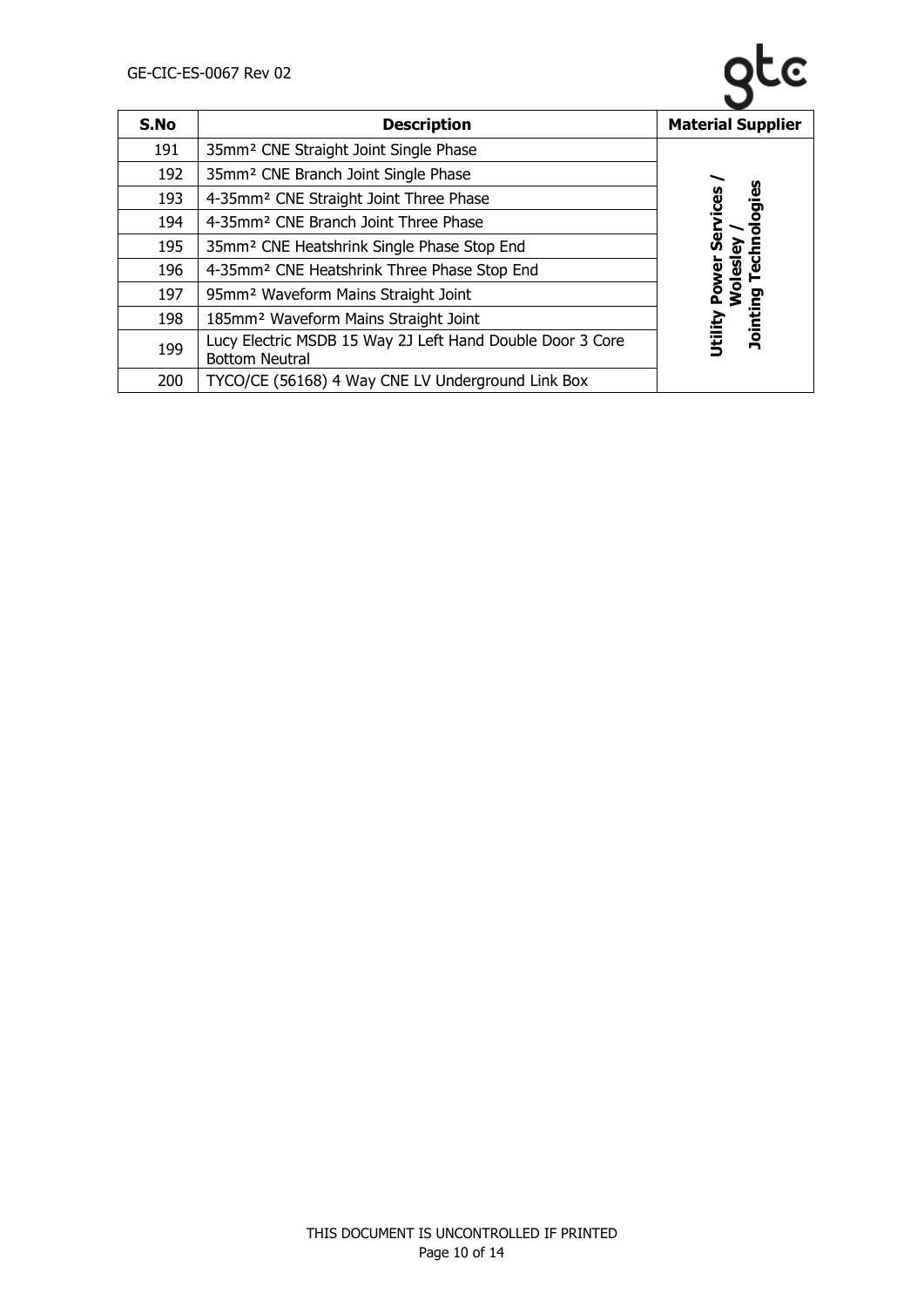| S.No | Description | Material Supplier |
|---|---|---|
| 191 | 35mm² CNE Straight Joint Single Phase | Utility Power Services / Wolesley / Jointing Technologies |
| 192 | 35mm² CNE Branch Joint Single Phase | |
| 193 | 4-35mm² CNE Straight Joint Three Phase | |
| 194 | 4-35mm² CNE Branch Joint Three Phase | |
| 195 | 35mm² CNE Heatshrink Single Phase Stop End | |
| 196 | 4-35mm² CNE Heatshrink Three Phase Stop End | |
| 197 | 95mm² Waveform Mains Straight Joint | |
| 198 | 185mm² Waveform Mains Straight Joint | |
| 199 | Lucy Electric MSDB 15 Way 2J Left Hand Double Door 3 Core Bottom Neutral | |
| 200 | TYCO/CE (56168) 4 Way CNE LV Underground Link Box | |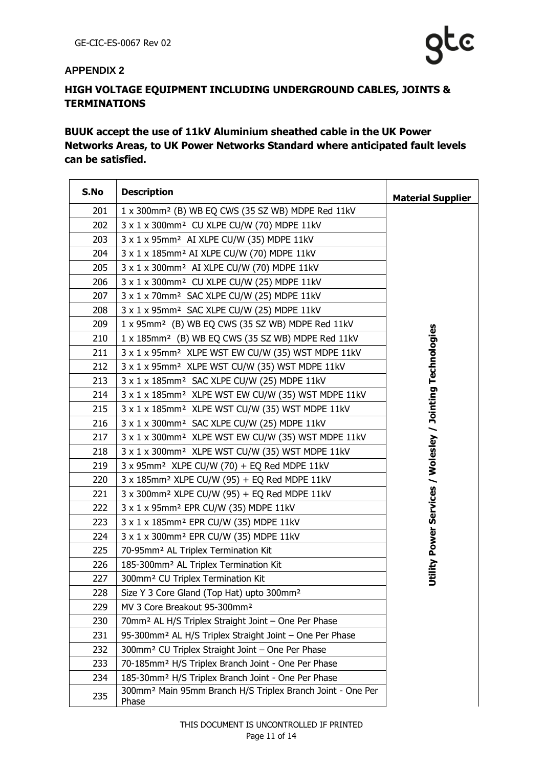## APPENDIX 2

## HIGH VOLTAGE EQUIPMENT INCLUDING UNDERGROUND CABLES, JOINTS & TERMINATIONS

**BUUK accept the use of 11kV Aluminium sheathed cable in the UK Power Networks Areas, to UK Power Networks Standard where anticipated fault levels can be satisfied.**

| S.No | Description | Material Supplier |
|---|---|---|
| 201 | 1 x 300mm² (B) WB EQ CWS (35 SZ WB) MDPE Red 11kV | Utility Power Services / Wolesley / Jointing Technologies |
| 202 | 3 x 1 x 300mm² CU XLPE CU/W (70) MDPE 11kV | |
| 203 | 3 x 1 x 95mm² AI XLPE CU/W (35) MDPE 11kV | |
| 204 | 3 x 1 x 185mm² AI XLPE CU/W (70) MDPE 11kV | |
| 205 | 3 x 1 x 300mm² AI XLPE CU/W (70) MDPE 11kV | |
| 206 | 3 x 1 x 300mm² CU XLPE CU/W (25) MDPE 11kV | |
| 207 | 3 x 1 x 70mm² SAC XLPE CU/W (25) MDPE 11kV | |
| 208 | 3 x 1 x 95mm² SAC XLPE CU/W (25) MDPE 11kV | |
| 209 | 1 x 95mm² (B) WB EQ CWS (35 SZ WB) MDPE Red 11kV | |
| 210 | 1 x 185mm² (B) WB EQ CWS (35 SZ WB) MDPE Red 11kV | |
| 211 | 3 x 1 x 95mm² XLPE WST EW CU/W (35) WST MDPE 11kV | |
| 212 | 3 x 1 x 95mm² XLPE WST CU/W (35) WST MDPE 11kV | |
| 213 | 3 x 1 x 185mm² SAC XLPE CU/W (25) MDPE 11kV | |
| 214 | 3 x 1 x 185mm² XLPE WST EW CU/W (35) WST MDPE 11kV | |
| 215 | 3 x 1 x 185mm² XLPE WST CU/W (35) WST MDPE 11kV | |
| 216 | 3 x 1 x 300mm² SAC XLPE CU/W (25) MDPE 11kV | |
| 217 | 3 x 1 x 300mm² XLPE WST EW CU/W (35) WST MDPE 11kV | |
| 218 | 3 x 1 x 300mm² XLPE WST CU/W (35) WST MDPE 11kV | |
| 219 | 3 x 95mm² XLPE CU/W (70) + EQ Red MDPE 11kV | |
| 220 | 3 x 185mm² XLPE CU/W (95) + EQ Red MDPE 11kV | |
| 221 | 3 x 300mm² XLPE CU/W (95) + EQ Red MDPE 11kV | |
| 222 | 3 x 1 x 95mm² EPR CU/W (35) MDPE 11kV | |
| 223 | 3 x 1 x 185mm² EPR CU/W (35) MDPE 11kV | |
| 224 | 3 x 1 x 300mm² EPR CU/W (35) MDPE 11kV | |
| 225 | 70-95mm² AL Triplex Termination Kit | |
| 226 | 185-300mm² AL Triplex Termination Kit | |
| 227 | 300mm² CU Triplex Termination Kit | |
| 228 | Size Y 3 Core Gland (Top Hat) upto 300mm² | |
| 229 | MV 3 Core Breakout 95-300mm² | |
| 230 | 70mm² AL H/S Triplex Straight Joint – One Per Phase | |
| 231 | 95-300mm² AL H/S Triplex Straight Joint – One Per Phase | |
| 232 | 300mm² CU Triplex Straight Joint – One Per Phase | |
| 233 | 70-185mm² H/S Triplex Branch Joint - One Per Phase | |
| 234 | 185-30mm² H/S Triplex Branch Joint - One Per Phase | |
| 235 | 300mm² Main 95mm Branch H/S Triplex Branch Joint - One Per Phase | |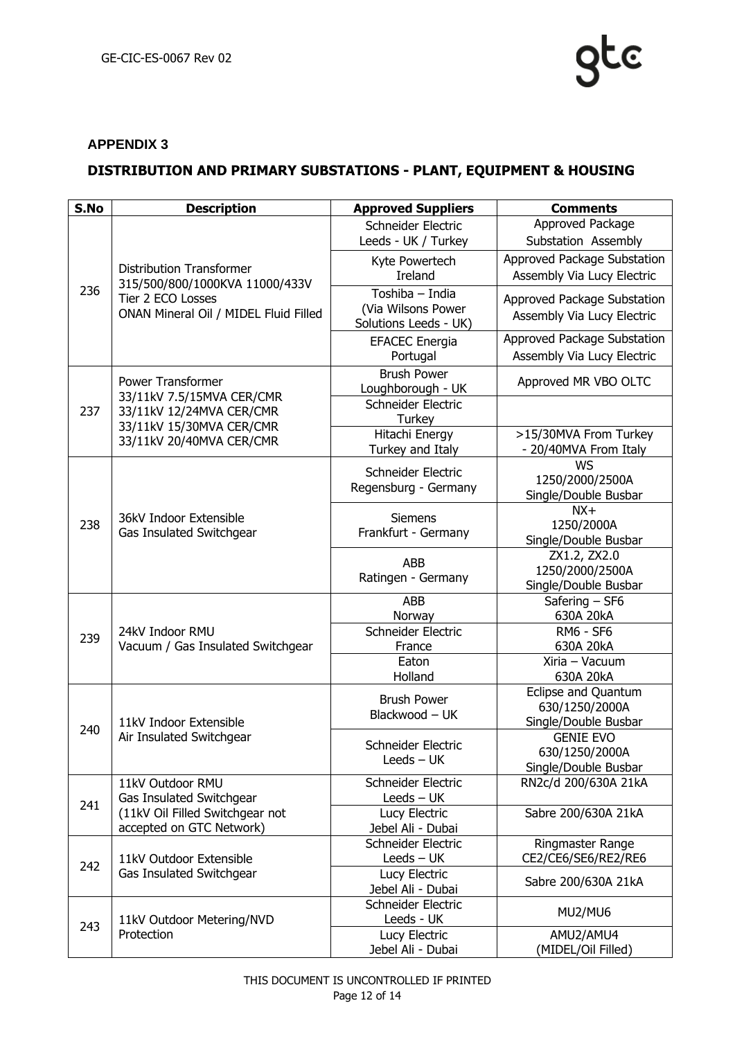## APPENDIX 3

## DISTRIBUTION AND PRIMARY SUBSTATIONS - PLANT, EQUIPMENT & HOUSING

| S.No | Description | Approved Suppliers | Comments |
|---|---|---|---|
| 236 | Distribution Transformer 315/500/800/1000KVA 11000/433V Tier 2 ECO Losses ONAN Mineral Oil / MIDEL Fluid Filled | Schneider Electric Leeds - UK / Turkey | Approved Package Substation Assembly |
| | | Kyte Powertech Ireland | Approved Package Substation Assembly Via Lucy Electric |
| | | Toshiba – India (Via Wilsons Power Solutions Leeds - UK) | Approved Package Substation Assembly Via Lucy Electric |
| | | EFACEC Energia Portugal | Approved Package Substation Assembly Via Lucy Electric |
| 237 | Power Transformer 33/11kV 7.5/15MVA CER/CMR 33/11kV 12/24MVA CER/CMR 33/11kV 15/30MVA CER/CMR 33/11kV 20/40MVA CER/CMR | Brush Power Loughborough - UK | Approved MR VBO OLTC |
| | | Schneider Electric Turkey | |
| | | Hitachi Energy Turkey and Italy | >15/30MVA From Turkey - 20/40MVA From Italy |
| 238 | 36kV Indoor Extensible Gas Insulated Switchgear | Schneider Electric Regensburg - Germany | WS 1250/2000/2500A Single/Double Busbar |
| | | Siemens Frankfurt - Germany | NX+ 1250/2000A Single/Double Busbar |
| | | ABB Ratingen - Germany | ZX1.2, ZX2.0 1250/2000/2500A Single/Double Busbar |
| 239 | 24kV Indoor RMU Vacuum / Gas Insulated Switchgear | ABB Norway | Safering – SF6 630A 20kA |
| | | Schneider Electric France | RM6 - SF6 630A 20kA |
| | | Eaton Holland | Xiria – Vacuum 630A 20kA |
| 240 | 11kV Indoor Extensible Air Insulated Switchgear | Brush Power Blackwood – UK | Eclipse and Quantum 630/1250/2000A Single/Double Busbar |
| | | Schneider Electric Leeds – UK | GENIE EVO 630/1250/2000A Single/Double Busbar |
| 241 | 11kV Outdoor RMU Gas Insulated Switchgear (11kV Oil Filled Switchgear not accepted on GTC Network) | Schneider Electric Leeds – UK | RN2c/d 200/630A 21kA |
| | | Lucy Electric Jebel Ali - Dubai | Sabre 200/630A 21kA |
| 242 | 11kV Outdoor Extensible Gas Insulated Switchgear | Schneider Electric Leeds – UK | Ringmaster Range CE2/CE6/SE6/RE2/RE6 |
| | | Lucy Electric Jebel Ali - Dubai | Sabre 200/630A 21kA |
| 243 | 11kV Outdoor Metering/NVD Protection | Schneider Electric Leeds - UK | MU2/MU6 |
| | | Lucy Electric Jebel Ali - Dubai | AMU2/AMU4 (MIDEL/Oil Filled) |

THIS DOCUMENT IS UNCONTROLLED IF PRINTED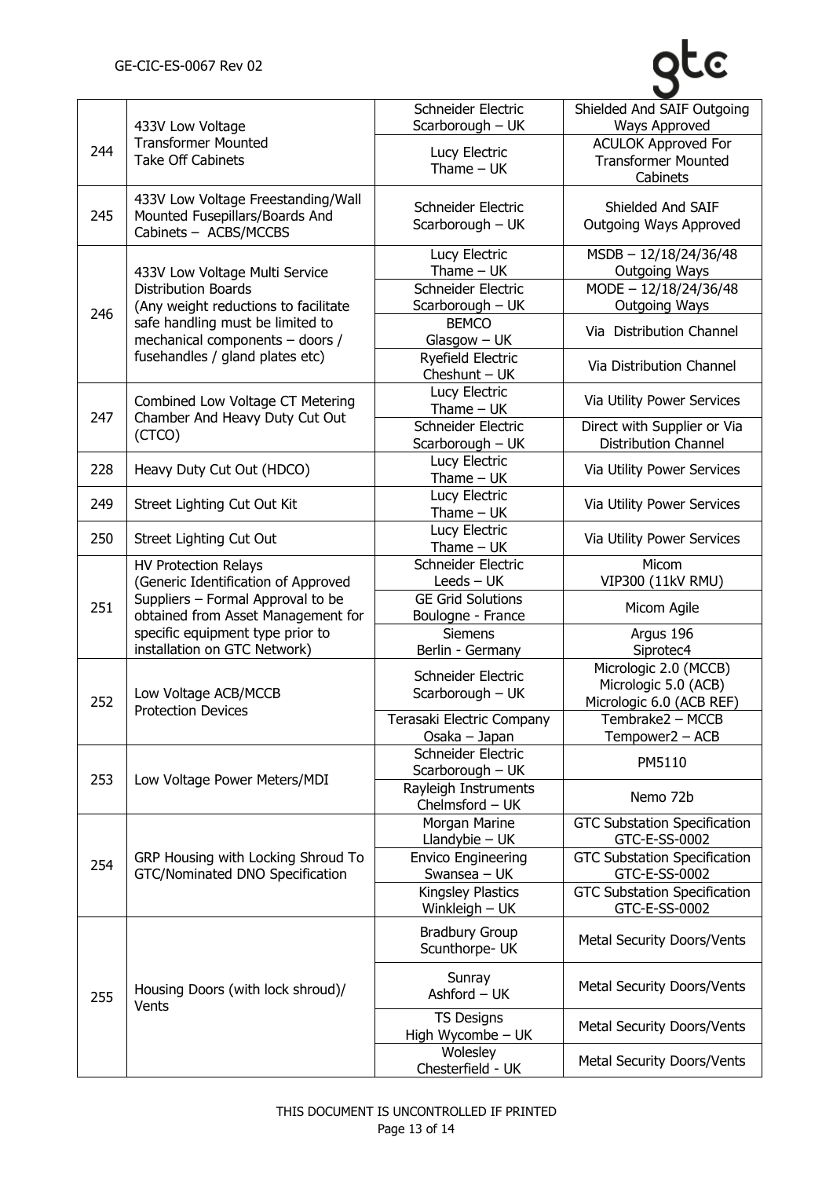| 244 | 433V Low Voltage Transformer Mounted Take Off Cabinets | Schneider Electric Scarborough – UK | Shielded And SAIF Outgoing Ways Approved |
|---|---|---|---|
| | | Lucy Electric Thame – UK | ACULOK Approved For Transformer Mounted Cabinets |
| 245 | 433V Low Voltage Freestanding/Wall Mounted Fusepillars/Boards And Cabinets – ACBS/MCCBS | Schneider Electric Scarborough – UK | Shielded And SAIF Outgoing Ways Approved |
| 246 | 433V Low Voltage Multi Service Distribution Boards (Any weight reductions to facilitate safe handling must be limited to mechanical components – doors / fusehandles / gland plates etc) | Lucy Electric Thame – UK | MSDB – 12/18/24/36/48 Outgoing Ways |
| | | Schneider Electric Scarborough – UK | MODE – 12/18/24/36/48 Outgoing Ways |
| | | BEMCO Glasgow – UK | Via Distribution Channel |
| | | Ryefield Electric Cheshunt – UK | Via Distribution Channel |
| 247 | Combined Low Voltage CT Metering Chamber And Heavy Duty Cut Out (CTCO) | Lucy Electric Thame – UK | Via Utility Power Services |
| | | Schneider Electric Scarborough – UK | Direct with Supplier or Via Distribution Channel |
| 228 | Heavy Duty Cut Out (HDCO) | Lucy Electric Thame – UK | Via Utility Power Services |
| 249 | Street Lighting Cut Out Kit | Lucy Electric Thame – UK | Via Utility Power Services |
| 250 | Street Lighting Cut Out | Lucy Electric Thame – UK | Via Utility Power Services |
| 251 | HV Protection Relays (Generic Identification of Approved Suppliers – Formal Approval to be obtained from Asset Management for specific equipment type prior to installation on GTC Network) | Schneider Electric Leeds – UK | Micom VIP300 (11kV RMU) |
| | | GE Grid Solutions Boulogne - France | Micom Agile |
| | | Siemens Berlin - Germany | Argus 196 Siprotec4 |
| 252 | Low Voltage ACB/MCCB Protection Devices | Schneider Electric Scarborough – UK | Micrologic 2.0 (MCCB) Micrologic 5.0 (ACB) Micrologic 6.0 (ACB REF) |
| | | Terasaki Electric Company Osaka – Japan | Tembrake2 – MCCB Tempower2 – ACB |
| 253 | Low Voltage Power Meters/MDI | Schneider Electric Scarborough – UK | PM5110 |
| | | Rayleigh Instruments Chelmsford – UK | Nemo 72b |
| 254 | GRP Housing with Locking Shroud To GTC/Nominated DNO Specification | Morgan Marine Llandybie – UK | GTC Substation Specification GTC-E-SS-0002 |
| | | Envico Engineering Swansea – UK | GTC Substation Specification GTC-E-SS-0002 |
| | | Kingsley Plastics Winkleigh – UK | GTC Substation Specification GTC-E-SS-0002 |
| 255 | Housing Doors (with lock shroud)/ Vents | Bradbury Group Scunthorpe- UK | Metal Security Doors/Vents |
| | | Sunray Ashford – UK | Metal Security Doors/Vents |
| | | TS Designs High Wycombe – UK | Metal Security Doors/Vents |
| | | Wolesley Chesterfield - UK | Metal Security Doors/Vents |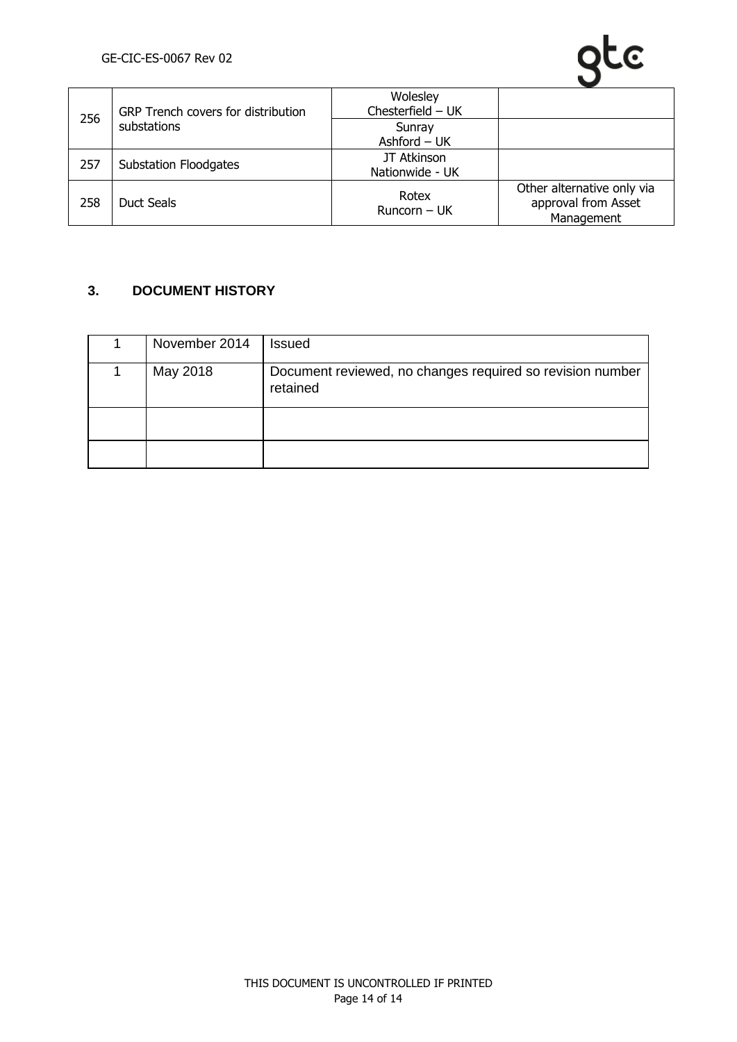| | | | |
|---|---|---|---|
| 256 | GRP Trench covers for distribution substations | Wolesley<br>Chesterfield – UK | |
| | | Sunray<br>Ashford – UK | |
| 257 | Substation Floodgates | JT Atkinson<br>Nationwide - UK | |
| 258 | Duct Seals | Rotex<br>Runcorn – UK | Other alternative only via approval from Asset Management |

## 3. DOCUMENT HISTORY

| | | |
|---|---|---|
| 1 | November 2014 | Issued |
| 1 | May 2018 | Document reviewed, no changes required so revision number retained |
| | | |
| | | |